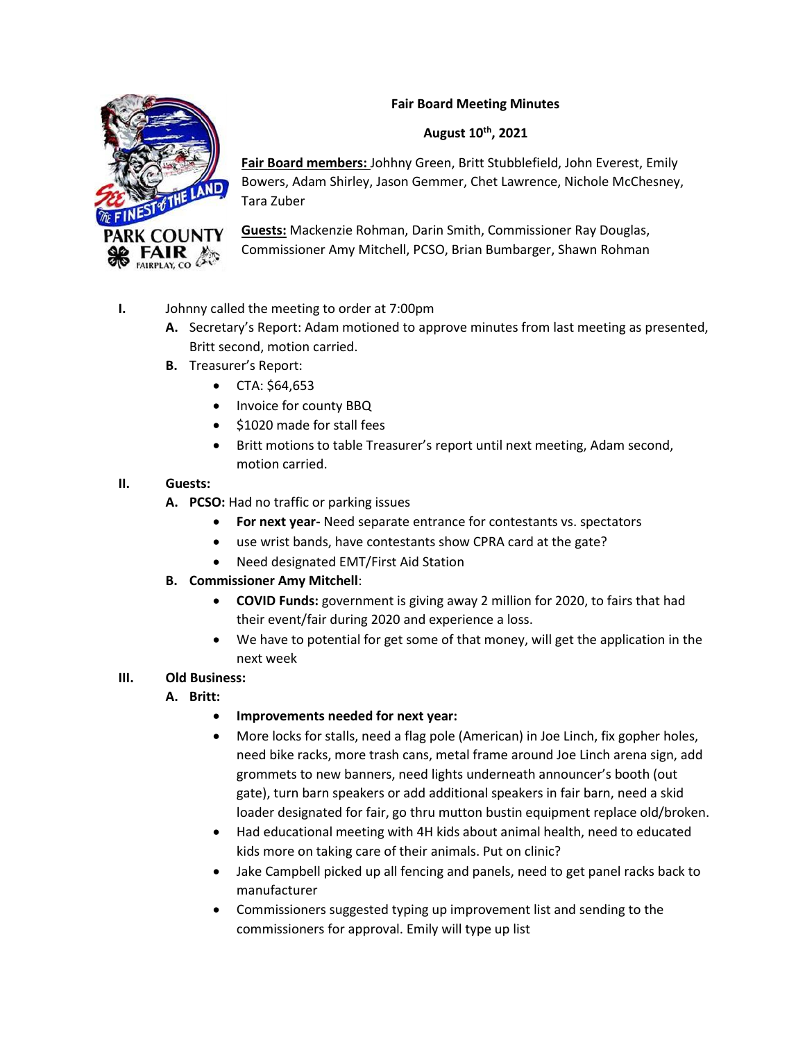# Fair Board Meeting Minutes

**August 10th, 2021**

**Fair Board members:** Johnny Green, Britt Stubblefield, John Everest, Emily Bowers, Adam Shirley, Jason Gemmer, Chet Lawrence, Nichole McChesney, Tara Zuber

**Guests:** Mackenzie Rohman, Darin Smith, Commissioner Ray Douglas, Commissioner Amy Mitchell, PCSO, Brian Bumbarger, Shawn Rohman

I. Johnny called the meeting to order at 7:00pm
   - **A.** Secretary's Report: Adam motioned to approve minutes from last meeting as presented, Britt second, motion carried.
   - **B.** Treasurer's Report:
     - CTA: $64,653
     - Invoice for county BBQ
     - $1020 made for stall fees
     - Britt motions to table Treasurer's report until next meeting, Adam second, motion carried.

II. **Guests:**
   - **A. PCSO:** Had no traffic or parking issues
     - **For next year-** Need separate entrance for contestants vs. spectators
     - use wrist bands, have contestants show CPRA card at the gate?
     - Need designated EMT/First Aid Station
   - **B. Commissioner Amy Mitchell**:
     - **COVID Funds:** government is giving away 2 million for 2020, to fairs that had their event/fair during 2020 and experience a loss.
     - We have to potential for get some of that money, will get the application in the next week

III. **Old Business:**
   - **A. Britt:**
     - **Improvements needed for next year:**
     - More locks for stalls, need a flag pole (American) in Joe Linch, fix gopher holes, need bike racks, more trash cans, metal frame around Joe Linch arena sign, add grommets to new banners, need lights underneath announcer's booth (out gate), turn barn speakers or add additional speakers in fair barn, need a skid loader designated for fair, go thru mutton bustin equipment replace old/broken.
     - Had educational meeting with 4H kids about animal health, need to educated kids more on taking care of their animals. Put on clinic?
     - Jake Campbell picked up all fencing and panels, need to get panel racks back to manufacturer
     - Commissioners suggested typing up improvement list and sending to the commissioners for approval. Emily will type up list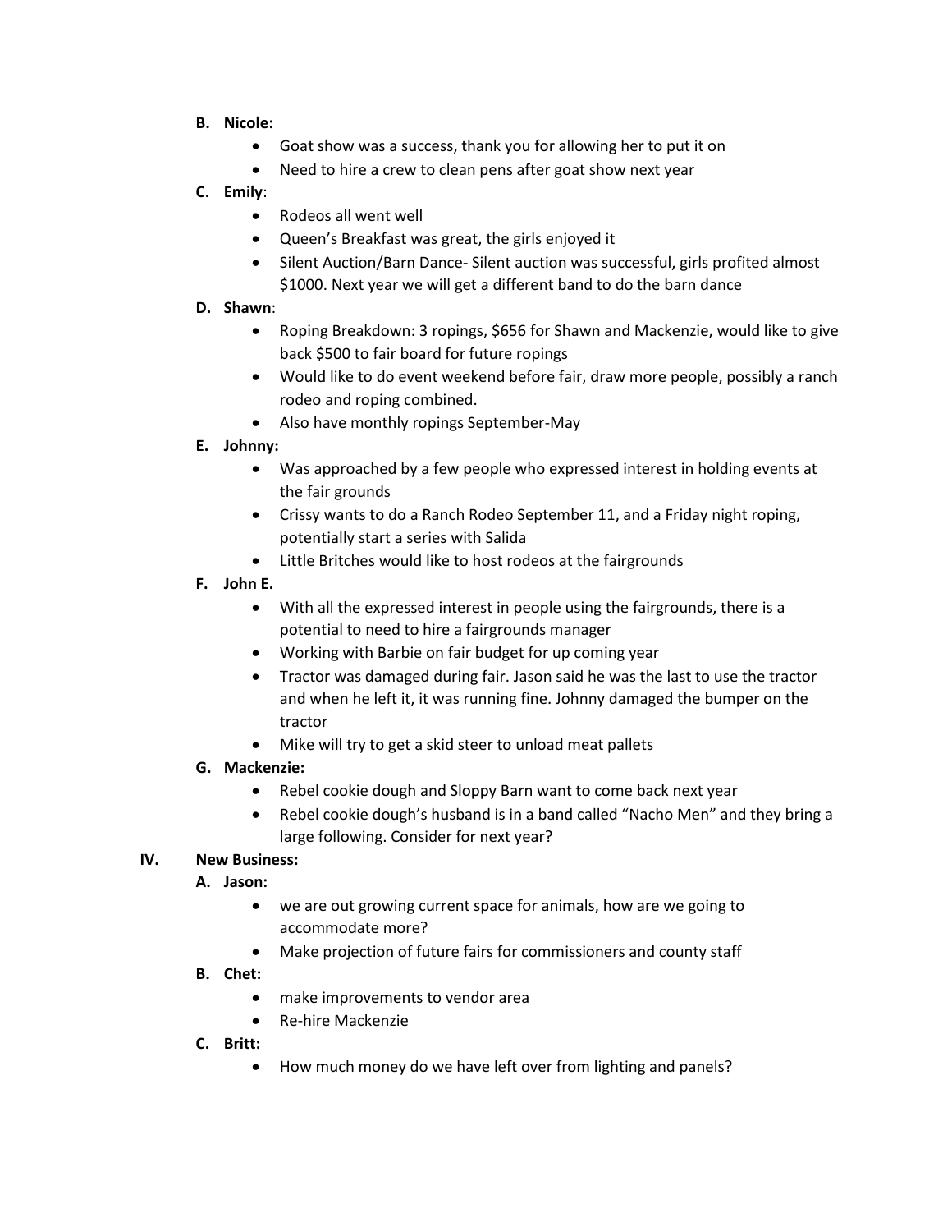B. **Nicole:**
   - Goat show was a success, thank you for allowing her to put it on
   - Need to hire a crew to clean pens after goat show next year

C. **Emily**:
   - Rodeos all went well
   - Queen's Breakfast was great, the girls enjoyed it
   - Silent Auction/Barn Dance- Silent auction was successful, girls profited almost $1000. Next year we will get a different band to do the barn dance

D. **Shawn**:
   - Roping Breakdown: 3 ropings, $656 for Shawn and Mackenzie, would like to give back $500 to fair board for future ropings
   - Would like to do event weekend before fair, draw more people, possibly a ranch rodeo and roping combined.
   - Also have monthly ropings September-May

E. **Johnny:**
   - Was approached by a few people who expressed interest in holding events at the fair grounds
   - Crissy wants to do a Ranch Rodeo September 11, and a Friday night roping, potentially start a series with Salida
   - Little Britches would like to host rodeos at the fairgrounds

F. **John E.**
   - With all the expressed interest in people using the fairgrounds, there is a potential to need to hire a fairgrounds manager
   - Working with Barbie on fair budget for up coming year
   - Tractor was damaged during fair. Jason said he was the last to use the tractor and when he left it, it was running fine. Johnny damaged the bumper on the tractor
   - Mike will try to get a skid steer to unload meat pallets

G. **Mackenzie:**
   - Rebel cookie dough and Sloppy Barn want to come back next year
   - Rebel cookie dough's husband is in a band called "Nacho Men" and they bring a large following. Consider for next year?

## IV. New Business:

A. **Jason:**
   - we are out growing current space for animals, how are we going to accommodate more?
   - Make projection of future fairs for commissioners and county staff

B. **Chet:**
   - make improvements to vendor area
   - Re-hire Mackenzie

C. **Britt:**
   - How much money do we have left over from lighting and panels?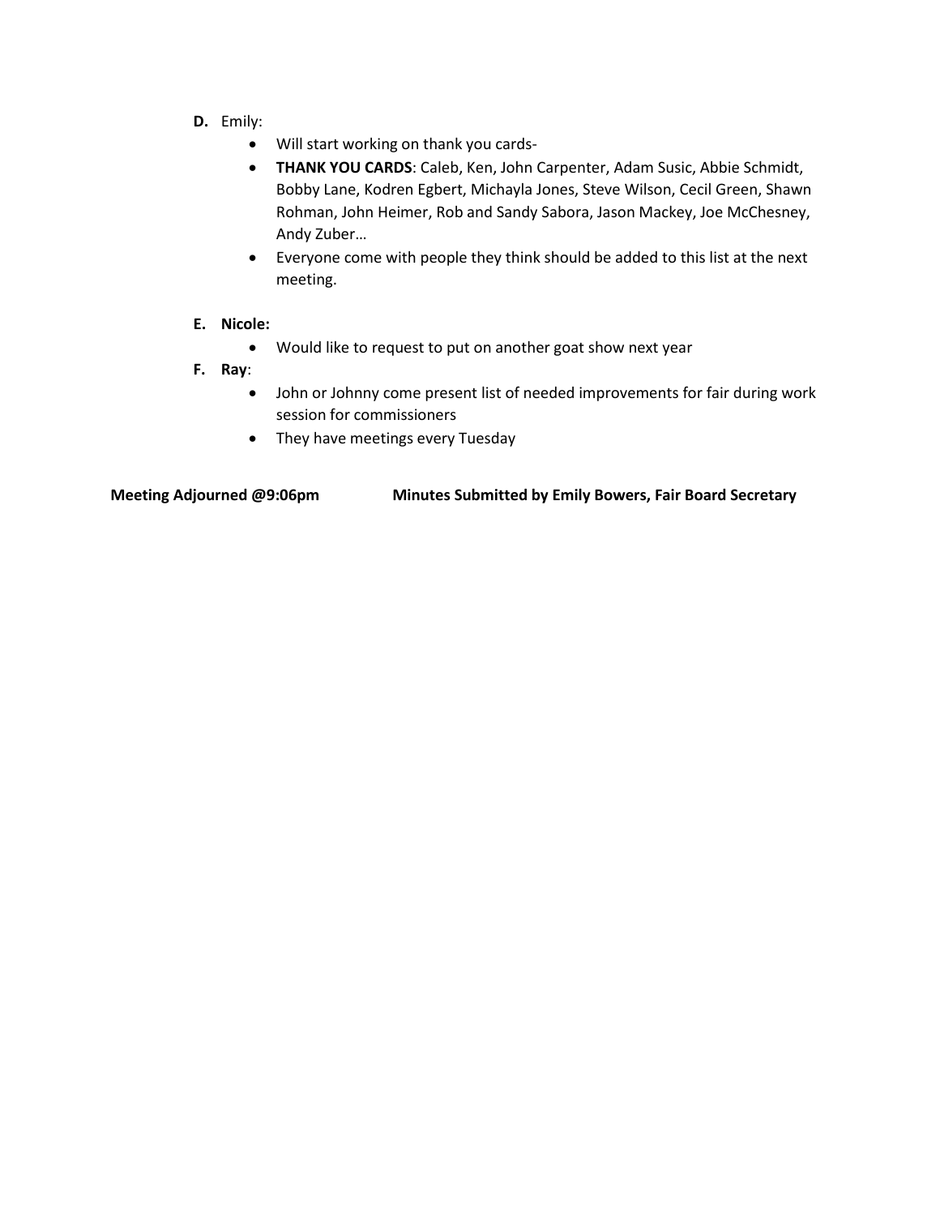**D.** Emily:

- Will start working on thank you cards-
- **THANK YOU CARDS**: Caleb, Ken, John Carpenter, Adam Susic, Abbie Schmidt, Bobby Lane, Kodren Egbert, Michayla Jones, Steve Wilson, Cecil Green, Shawn Rohman, John Heimer, Rob and Sandy Sabora, Jason Mackey, Joe McChesney, Andy Zuber…
- Everyone come with people they think should be added to this list at the next meeting.

**E. Nicole:**

- Would like to request to put on another goat show next year

**F. Ray**:

- John or Johnny come present list of needed improvements for fair during work session for commissioners
- They have meetings every Tuesday

**Meeting Adjourned @9:06pm** **Minutes Submitted by Emily Bowers, Fair Board Secretary**